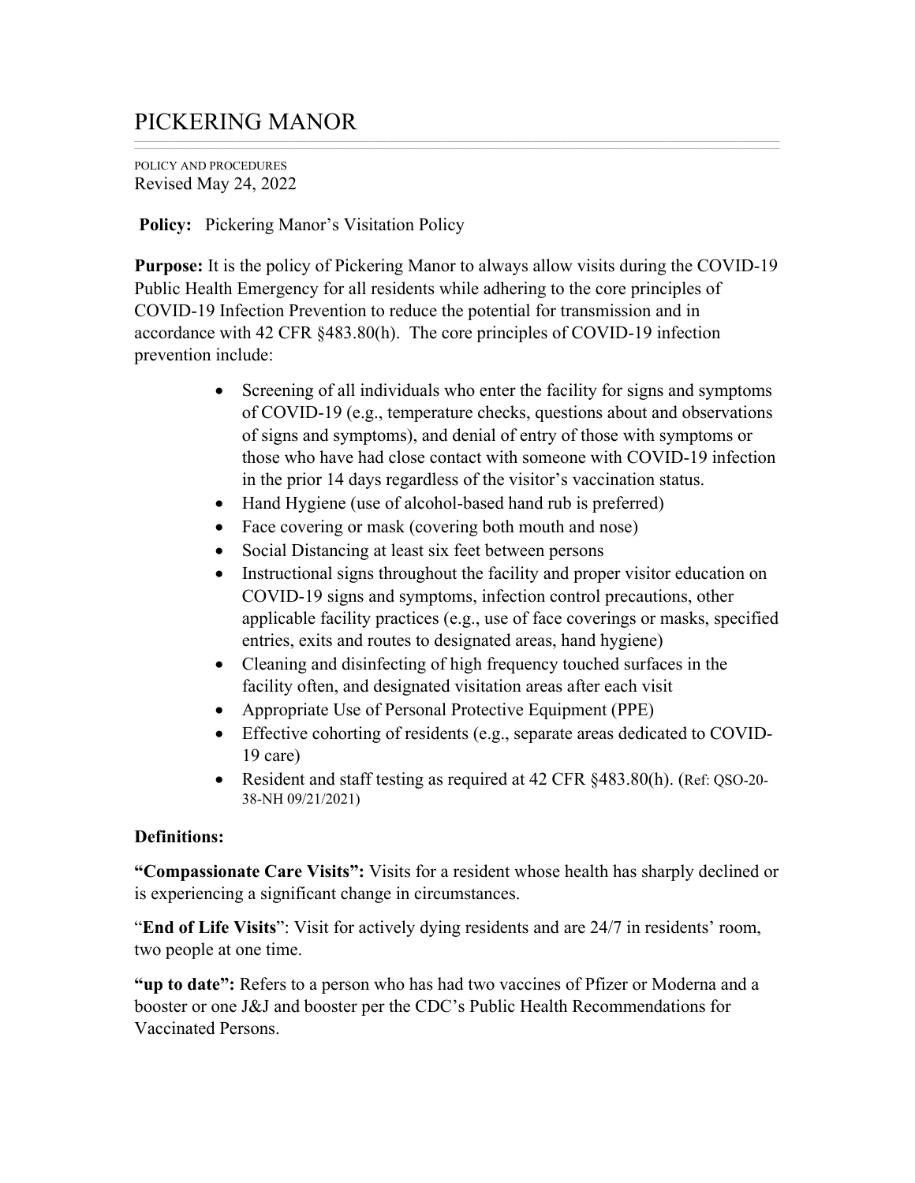# PICKERING MANOR

POLICY AND PROCEDURES
Revised May 24, 2022

**Policy:** Pickering Manor's Visitation Policy

**Purpose:** It is the policy of Pickering Manor to always allow visits during the COVID-19 Public Health Emergency for all residents while adhering to the core principles of COVID-19 Infection Prevention to reduce the potential for transmission and in accordance with 42 CFR §483.80(h). The core principles of COVID-19 infection prevention include:

- Screening of all individuals who enter the facility for signs and symptoms of COVID-19 (e.g., temperature checks, questions about and observations of signs and symptoms), and denial of entry of those with symptoms or those who have had close contact with someone with COVID-19 infection in the prior 14 days regardless of the visitor's vaccination status.
- Hand Hygiene (use of alcohol-based hand rub is preferred)
- Face covering or mask (covering both mouth and nose)
- Social Distancing at least six feet between persons
- Instructional signs throughout the facility and proper visitor education on COVID-19 signs and symptoms, infection control precautions, other applicable facility practices (e.g., use of face coverings or masks, specified entries, exits and routes to designated areas, hand hygiene)
- Cleaning and disinfecting of high frequency touched surfaces in the facility often, and designated visitation areas after each visit
- Appropriate Use of Personal Protective Equipment (PPE)
- Effective cohorting of residents (e.g., separate areas dedicated to COVID-19 care)
- Resident and staff testing as required at 42 CFR §483.80(h). (Ref: QSO-20-38-NH 09/21/2021)

**Definitions:**

**"Compassionate Care Visits":** Visits for a resident whose health has sharply declined or is experiencing a significant change in circumstances.

"**End of Life Visits**": Visit for actively dying residents and are 24/7 in residents' room, two people at one time.

**"up to date":** Refers to a person who has had two vaccines of Pfizer or Moderna and a booster or one J&J and booster per the CDC's Public Health Recommendations for Vaccinated Persons.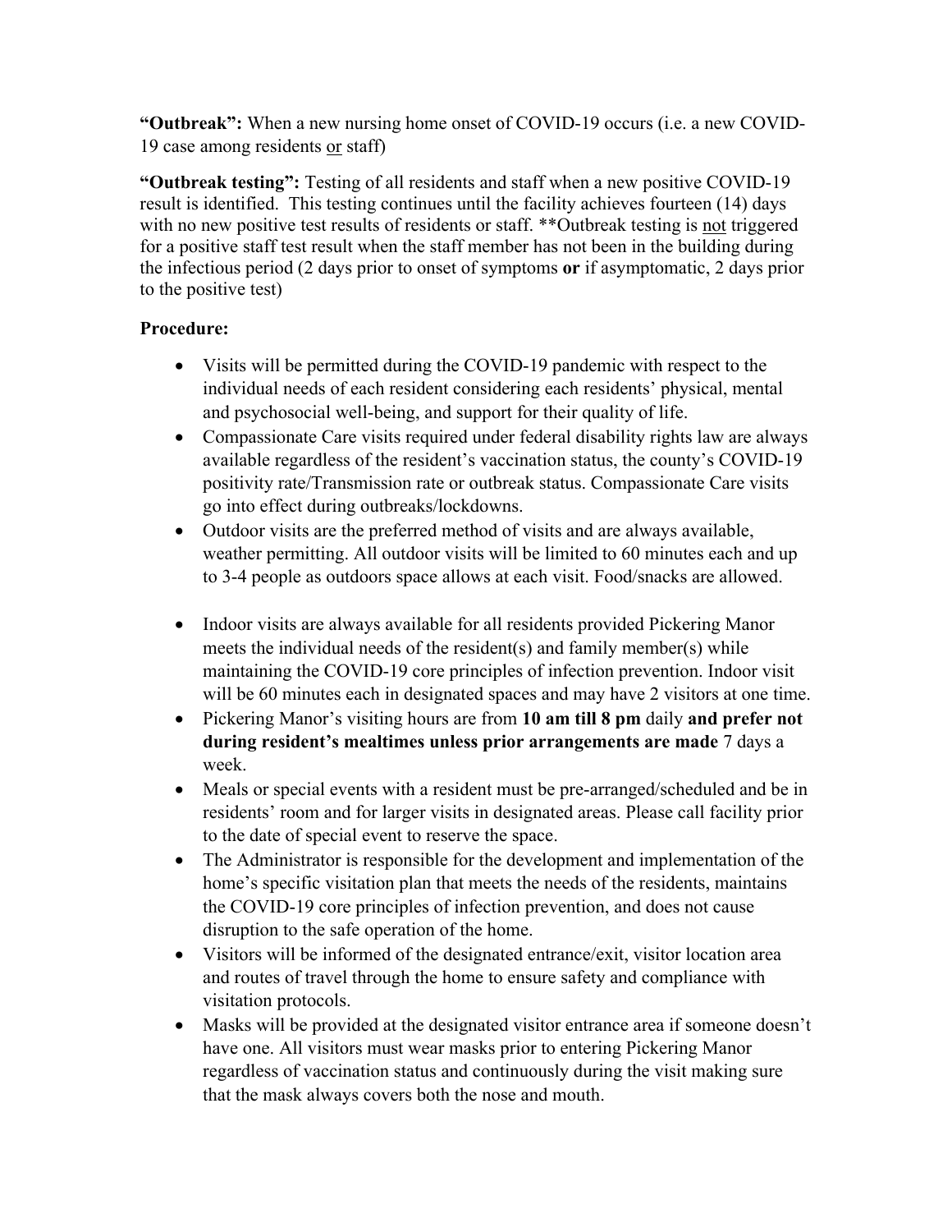**"Outbreak":** When a new nursing home onset of COVID-19 occurs (i.e. a new COVID-19 case among residents or staff)

**"Outbreak testing":** Testing of all residents and staff when a new positive COVID-19 result is identified. This testing continues until the facility achieves fourteen (14) days with no new positive test results of residents or staff. **Outbreak testing is not triggered for a positive staff test result when the staff member has not been in the building during the infectious period (2 days prior to onset of symptoms **or** if asymptomatic, 2 days prior to the positive test)

**Procedure:**

- Visits will be permitted during the COVID-19 pandemic with respect to the individual needs of each resident considering each residents' physical, mental and psychosocial well-being, and support for their quality of life.
- Compassionate Care visits required under federal disability rights law are always available regardless of the resident's vaccination status, the county's COVID-19 positivity rate/Transmission rate or outbreak status. Compassionate Care visits go into effect during outbreaks/lockdowns.
- Outdoor visits are the preferred method of visits and are always available, weather permitting. All outdoor visits will be limited to 60 minutes each and up to 3-4 people as outdoors space allows at each visit. Food/snacks are allowed.
- Indoor visits are always available for all residents provided Pickering Manor meets the individual needs of the resident(s) and family member(s) while maintaining the COVID-19 core principles of infection prevention. Indoor visit will be 60 minutes each in designated spaces and may have 2 visitors at one time.
- Pickering Manor's visiting hours are from **10 am till 8 pm** daily **and prefer not during resident's mealtimes unless prior arrangements are made** 7 days a week.
- Meals or special events with a resident must be pre-arranged/scheduled and be in residents' room and for larger visits in designated areas. Please call facility prior to the date of special event to reserve the space.
- The Administrator is responsible for the development and implementation of the home's specific visitation plan that meets the needs of the residents, maintains the COVID-19 core principles of infection prevention, and does not cause disruption to the safe operation of the home.
- Visitors will be informed of the designated entrance/exit, visitor location area and routes of travel through the home to ensure safety and compliance with visitation protocols.
- Masks will be provided at the designated visitor entrance area if someone doesn't have one. All visitors must wear masks prior to entering Pickering Manor regardless of vaccination status and continuously during the visit making sure that the mask always covers both the nose and mouth.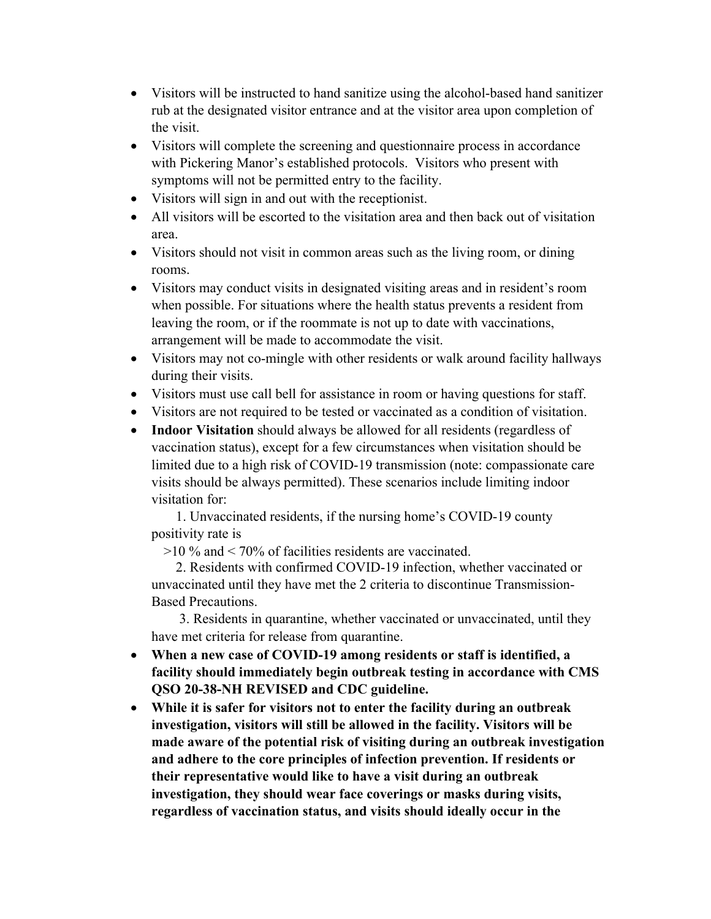- Visitors will be instructed to hand sanitize using the alcohol-based hand sanitizer rub at the designated visitor entrance and at the visitor area upon completion of the visit.
- Visitors will complete the screening and questionnaire process in accordance with Pickering Manor's established protocols. Visitors who present with symptoms will not be permitted entry to the facility.
- Visitors will sign in and out with the receptionist.
- All visitors will be escorted to the visitation area and then back out of visitation area.
- Visitors should not visit in common areas such as the living room, or dining rooms.
- Visitors may conduct visits in designated visiting areas and in resident's room when possible. For situations where the health status prevents a resident from leaving the room, or if the roommate is not up to date with vaccinations, arrangement will be made to accommodate the visit.
- Visitors may not co-mingle with other residents or walk around facility hallways during their visits.
- Visitors must use call bell for assistance in room or having questions for staff.
- Visitors are not required to be tested or vaccinated as a condition of visitation.
- **Indoor Visitation** should always be allowed for all residents (regardless of vaccination status), except for a few circumstances when visitation should be limited due to a high risk of COVID-19 transmission (note: compassionate care visits should be always permitted). These scenarios include limiting indoor visitation for:

  1. Unvaccinated residents, if the nursing home's COVID-19 county positivity rate is >10 % and < 70% of facilities residents are vaccinated.
  2. Residents with confirmed COVID-19 infection, whether vaccinated or unvaccinated until they have met the 2 criteria to discontinue Transmission-Based Precautions.
  3. Residents in quarantine, whether vaccinated or unvaccinated, until they have met criteria for release from quarantine.
- **When a new case of COVID-19 among residents or staff is identified, a facility should immediately begin outbreak testing in accordance with CMS QSO 20-38-NH REVISED and CDC guideline.**
- **While it is safer for visitors not to enter the facility during an outbreak investigation, visitors will still be allowed in the facility. Visitors will be made aware of the potential risk of visiting during an outbreak investigation and adhere to the core principles of infection prevention. If residents or their representative would like to have a visit during an outbreak investigation, they should wear face coverings or masks during visits, regardless of vaccination status, and visits should ideally occur in the**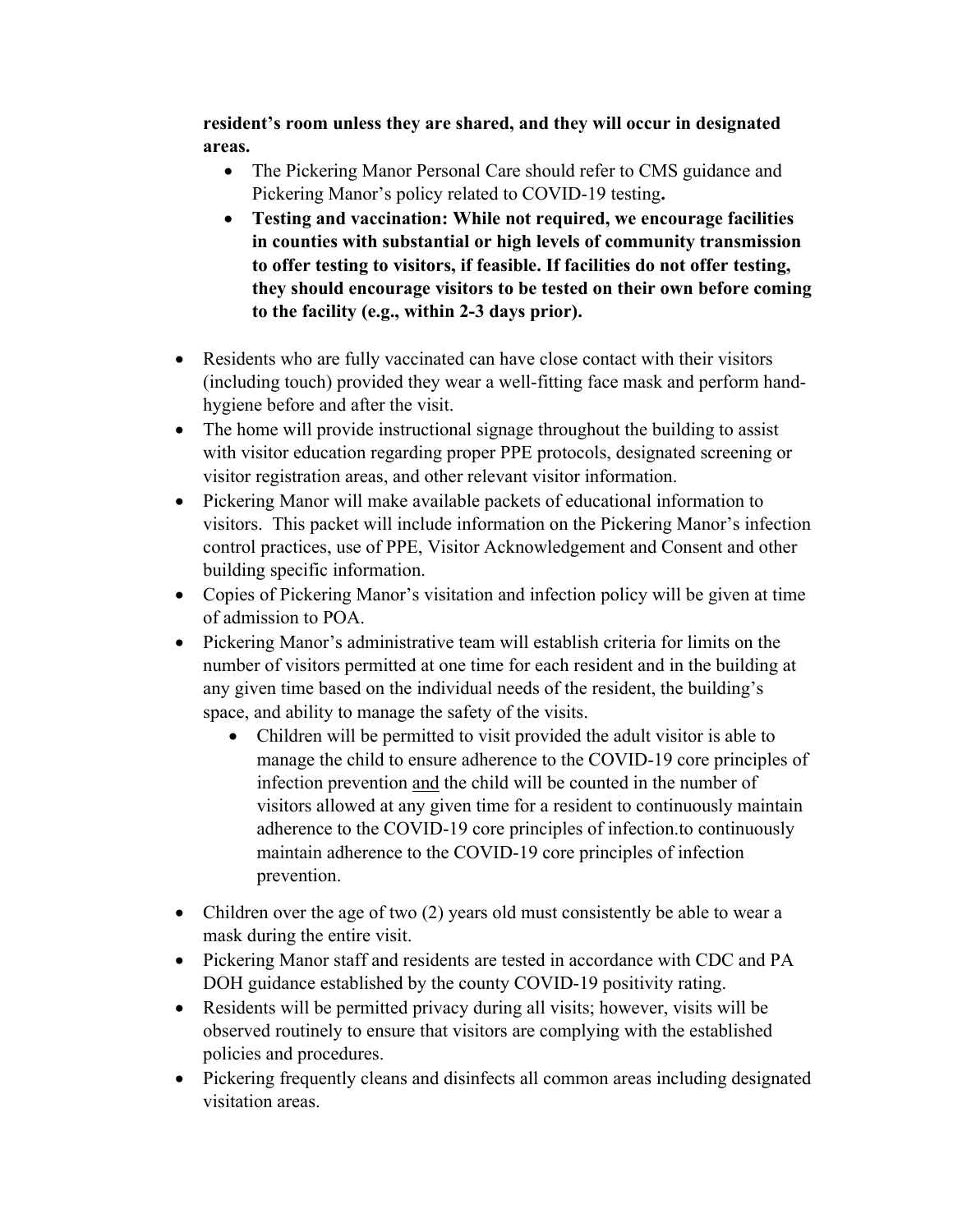**resident's room unless they are shared, and they will occur in designated areas.**

- The Pickering Manor Personal Care should refer to CMS guidance and Pickering Manor's policy related to COVID-19 testing**.**
- **Testing and vaccination: While not required, we encourage facilities in counties with substantial or high levels of community transmission to offer testing to visitors, if feasible. If facilities do not offer testing, they should encourage visitors to be tested on their own before coming to the facility (e.g., within 2-3 days prior).**

- Residents who are fully vaccinated can have close contact with their visitors (including touch) provided they wear a well-fitting face mask and perform hand-hygiene before and after the visit.
- The home will provide instructional signage throughout the building to assist with visitor education regarding proper PPE protocols, designated screening or visitor registration areas, and other relevant visitor information.
- Pickering Manor will make available packets of educational information to visitors. This packet will include information on the Pickering Manor's infection control practices, use of PPE, Visitor Acknowledgement and Consent and other building specific information.
- Copies of Pickering Manor's visitation and infection policy will be given at time of admission to POA.
- Pickering Manor's administrative team will establish criteria for limits on the number of visitors permitted at one time for each resident and in the building at any given time based on the individual needs of the resident, the building's space, and ability to manage the safety of the visits.
  - Children will be permitted to visit provided the adult visitor is able to manage the child to ensure adherence to the COVID-19 core principles of infection prevention <u>and</u> the child will be counted in the number of visitors allowed at any given time for a resident to continuously maintain adherence to the COVID-19 core principles of infection.to continuously maintain adherence to the COVID-19 core principles of infection prevention.

- Children over the age of two (2) years old must consistently be able to wear a mask during the entire visit.
- Pickering Manor staff and residents are tested in accordance with CDC and PA DOH guidance established by the county COVID-19 positivity rating.
- Residents will be permitted privacy during all visits; however, visits will be observed routinely to ensure that visitors are complying with the established policies and procedures.
- Pickering frequently cleans and disinfects all common areas including designated visitation areas.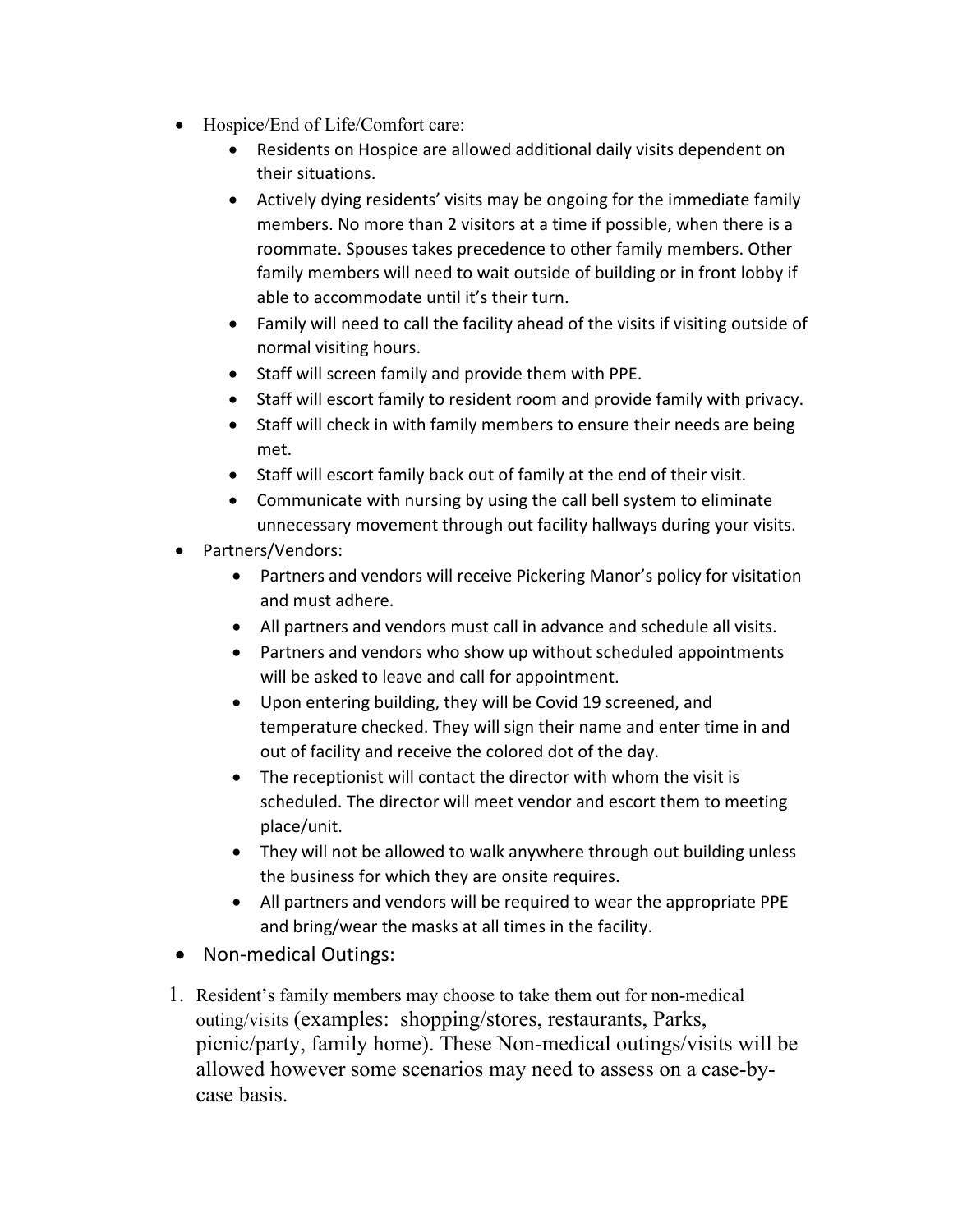- Hospice/End of Life/Comfort care:
  - Residents on Hospice are allowed additional daily visits dependent on their situations.
  - Actively dying residents' visits may be ongoing for the immediate family members. No more than 2 visitors at a time if possible, when there is a roommate. Spouses takes precedence to other family members. Other family members will need to wait outside of building or in front lobby if able to accommodate until it's their turn.
  - Family will need to call the facility ahead of the visits if visiting outside of normal visiting hours.
  - Staff will screen family and provide them with PPE.
  - Staff will escort family to resident room and provide family with privacy.
  - Staff will check in with family members to ensure their needs are being met.
  - Staff will escort family back out of family at the end of their visit.
  - Communicate with nursing by using the call bell system to eliminate unnecessary movement through out facility hallways during your visits.
- Partners/Vendors:
  - Partners and vendors will receive Pickering Manor's policy for visitation and must adhere.
  - All partners and vendors must call in advance and schedule all visits.
  - Partners and vendors who show up without scheduled appointments will be asked to leave and call for appointment.
  - Upon entering building, they will be Covid 19 screened, and temperature checked. They will sign their name and enter time in and out of facility and receive the colored dot of the day.
  - The receptionist will contact the director with whom the visit is scheduled. The director will meet vendor and escort them to meeting place/unit.
  - They will not be allowed to walk anywhere through out building unless the business for which they are onsite requires.
  - All partners and vendors will be required to wear the appropriate PPE and bring/wear the masks at all times in the facility.
- Non-medical Outings:

1. Resident's family members may choose to take them out for non-medical outing/visits (examples: shopping/stores, restaurants, Parks, picnic/party, family home). These Non-medical outings/visits will be allowed however some scenarios may need to assess on a case-by-case basis.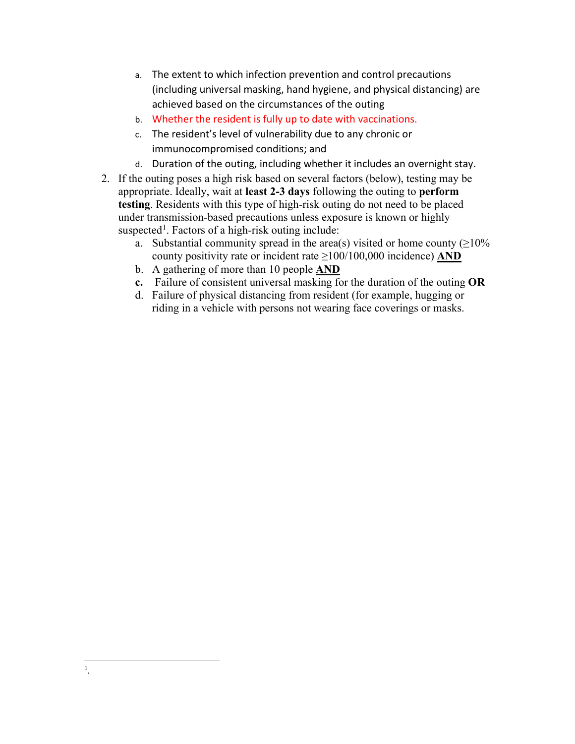a. The extent to which infection prevention and control precautions (including universal masking, hand hygiene, and physical distancing) are achieved based on the circumstances of the outing
   b. Whether the resident is fully up to date with vaccinations.
   c. The resident's level of vulnerability due to any chronic or immunocompromised conditions; and
   d. Duration of the outing, including whether it includes an overnight stay.

2. If the outing poses a high risk based on several factors (below), testing may be appropriate. Ideally, wait at **least 2-3 days** following the outing to **perform testing**. Residents with this type of high-risk outing do not need to be placed under transmission-based precautions unless exposure is known or highly suspected[1]. Factors of a high-risk outing include:
   a. Substantial community spread in the area(s) visited or home county (≥10% county positivity rate or incident rate ≥100/100,000 incidence) **AND**
   b. A gathering of more than 10 people **AND**
   c. Failure of consistent universal masking for the duration of the outing **OR**
   d. Failure of physical distancing from resident (for example, hugging or riding in a vehicle with persons not wearing face coverings or masks.

[1] .